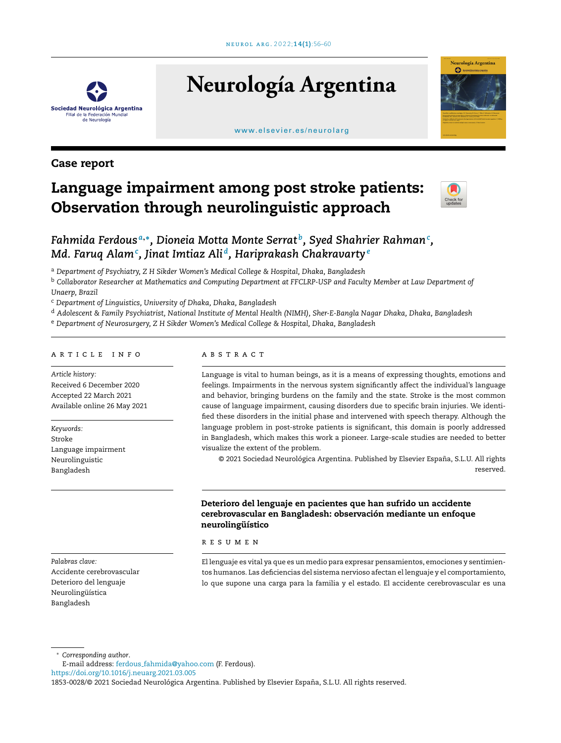Case report

# Language impairment among post stroke patients: Observation through neurolinguistic approach

*Fahmida Ferdous*[a,*], *Dioneia Motta Monte Serrat*[b], *Syed Shahrier Rahman*[c], *Md. Faruq Alam*[c], *Jinat Imtiaz Ali*[d], *Hariprakash Chakravarty*[e]

[a] *Department of Psychiatry, Z H Sikder Women's Medical College & Hospital, Dhaka, Bangladesh*

[b] *Collaborator Researcher at Mathematics and Computing Department at FFCLRP-USP and Faculty Member at Law Department of Unaerp, Brazil*

[c] *Department of Linguistics, University of Dhaka, Dhaka, Bangladesh*

[d] *Adolescent & Family Psychiatrist, National Institute of Mental Health (NIMH), Sher-E-Bangla Nagar Dhaka, Dhaka, Bangladesh*

[e] *Department of Neurosurgery, Z H Sikder Women's Medical College & Hospital, Dhaka, Bangladesh*

## ARTICLE INFO

*Article history:*
Received 6 December 2020
Accepted 22 March 2021
Available online 26 May 2021

*Keywords:*
Stroke
Language impairment
Neurolinguistic
Bangladesh

## ABSTRACT

Language is vital to human beings, as it is a means of expressing thoughts, emotions and feelings. Impairments in the nervous system significantly affect the individual's language and behavior, bringing burdens on the family and the state. Stroke is the most common cause of language impairment, causing disorders due to specific brain injuries. We identified these disorders in the initial phase and intervened with speech therapy. Although the language problem in post-stroke patients is significant, this domain is poorly addressed in Bangladesh, which makes this work a pioneer. Large-scale studies are needed to better visualize the extent of the problem.

© 2021 Sociedad Neurológica Argentina. Published by Elsevier España, S.L.U. All rights reserved.

## Deterioro del lenguaje en pacientes que han sufrido un accidente cerebrovascular en Bangladesh: observación mediante un enfoque neurolingüístico

*Palabras clave:*
Accidente cerebrovascular
Deterioro del lenguaje
Neurolingüística
Bangladesh

## RESUMEN

El lenguaje es vital ya que es un medio para expresar pensamientos, emociones y sentimientos humanos. Las deficiencias del sistema nervioso afectan el lenguaje y el comportamiento, lo que supone una carga para la familia y el estado. El accidente cerebrovascular es una

* *Corresponding author.*
E-mail address: ferdous_fahmida@yahoo.com (F. Ferdous).
https://doi.org/10.1016/j.neuarg.2021.03.005
1853-0028/© 2021 Sociedad Neurológica Argentina. Published by Elsevier España, S.L.U. All rights reserved.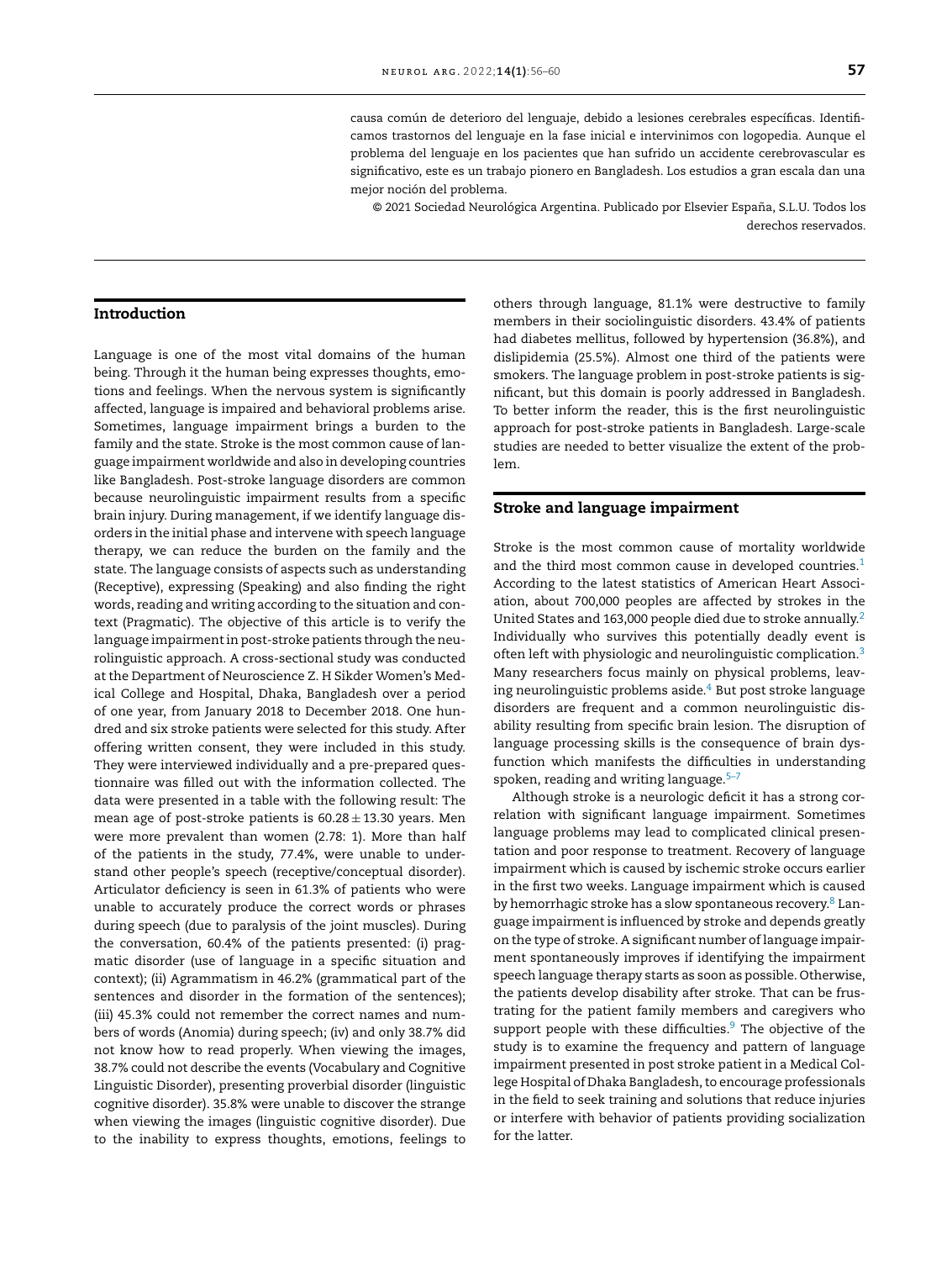causa común de deterioro del lenguaje, debido a lesiones cerebrales específicas. Identificamos trastornos del lenguaje en la fase inicial e intervinimos con logopedia. Aunque el problema del lenguaje en los pacientes que han sufrido un accidente cerebrovascular es significativo, este es un trabajo pionero en Bangladesh. Los estudios a gran escala dan una mejor noción del problema.

© 2021 Sociedad Neurológica Argentina. Publicado por Elsevier España, S.L.U. Todos los derechos reservados.

## Introduction

Language is one of the most vital domains of the human being. Through it the human being expresses thoughts, emotions and feelings. When the nervous system is significantly affected, language is impaired and behavioral problems arise. Sometimes, language impairment brings a burden to the family and the state. Stroke is the most common cause of language impairment worldwide and also in developing countries like Bangladesh. Post-stroke language disorders are common because neurolinguistic impairment results from a specific brain injury. During management, if we identify language disorders in the initial phase and intervene with speech language therapy, we can reduce the burden on the family and the state. The language consists of aspects such as understanding (Receptive), expressing (Speaking) and also finding the right words, reading and writing according to the situation and context (Pragmatic). The objective of this article is to verify the language impairment in post-stroke patients through the neurolinguistic approach. A cross-sectional study was conducted at the Department of Neuroscience Z. H Sikder Women's Medical College and Hospital, Dhaka, Bangladesh over a period of one year, from January 2018 to December 2018. One hundred and six stroke patients were selected for this study. After offering written consent, they were included in this study. They were interviewed individually and a pre-prepared questionnaire was filled out with the information collected. The data were presented in a table with the following result: The mean age of post-stroke patients is $60.28 \pm 13.30$ years. Men were more prevalent than women (2.78: 1). More than half of the patients in the study, 77.4%, were unable to understand other people's speech (receptive/conceptual disorder). Articulator deficiency is seen in 61.3% of patients who were unable to accurately produce the correct words or phrases during speech (due to paralysis of the joint muscles). During the conversation, 60.4% of the patients presented: (i) pragmatic disorder (use of language in a specific situation and context); (ii) Agrammatism in 46.2% (grammatical part of the sentences and disorder in the formation of the sentences); (iii) 45.3% could not remember the correct names and numbers of words (Anomia) during speech; (iv) and only 38.7% did not know how to read properly. When viewing the images, 38.7% could not describe the events (Vocabulary and Cognitive Linguistic Disorder), presenting proverbial disorder (linguistic cognitive disorder). 35.8% were unable to discover the strange when viewing the images (linguistic cognitive disorder). Due to the inability to express thoughts, emotions, feelings to others through language, 81.1% were destructive to family members in their sociolinguistic disorders. 43.4% of patients had diabetes mellitus, followed by hypertension (36.8%), and dislipidemia (25.5%). Almost one third of the patients were smokers. The language problem in post-stroke patients is significant, but this domain is poorly addressed in Bangladesh. To better inform the reader, this is the first neurolinguistic approach for post-stroke patients in Bangladesh. Large-scale studies are needed to better visualize the extent of the problem.

## Stroke and language impairment

Stroke is the most common cause of mortality worldwide and the third most common cause in developed countries.[1] According to the latest statistics of American Heart Association, about 700,000 peoples are affected by strokes in the United States and 163,000 people died due to stroke annually.[2] Individually who survives this potentially deadly event is often left with physiologic and neurolinguistic complication.[3] Many researchers focus mainly on physical problems, leaving neurolinguistic problems aside.[4] But post stroke language disorders are frequent and a common neurolinguistic disability resulting from specific brain lesion. The disruption of language processing skills is the consequence of brain dysfunction which manifests the difficulties in understanding spoken, reading and writing language.[5–7]

Although stroke is a neurologic deficit it has a strong correlation with significant language impairment. Sometimes language problems may lead to complicated clinical presentation and poor response to treatment. Recovery of language impairment which is caused by ischemic stroke occurs earlier in the first two weeks. Language impairment which is caused by hemorrhagic stroke has a slow spontaneous recovery.[8] Language impairment is influenced by stroke and depends greatly on the type of stroke. A significant number of language impairment spontaneously improves if identifying the impairment speech language therapy starts as soon as possible. Otherwise, the patients develop disability after stroke. That can be frustrating for the patient family members and caregivers who support people with these difficulties.[9] The objective of the study is to examine the frequency and pattern of language impairment presented in post stroke patient in a Medical College Hospital of Dhaka Bangladesh, to encourage professionals in the field to seek training and solutions that reduce injuries or interfere with behavior of patients providing socialization for the latter.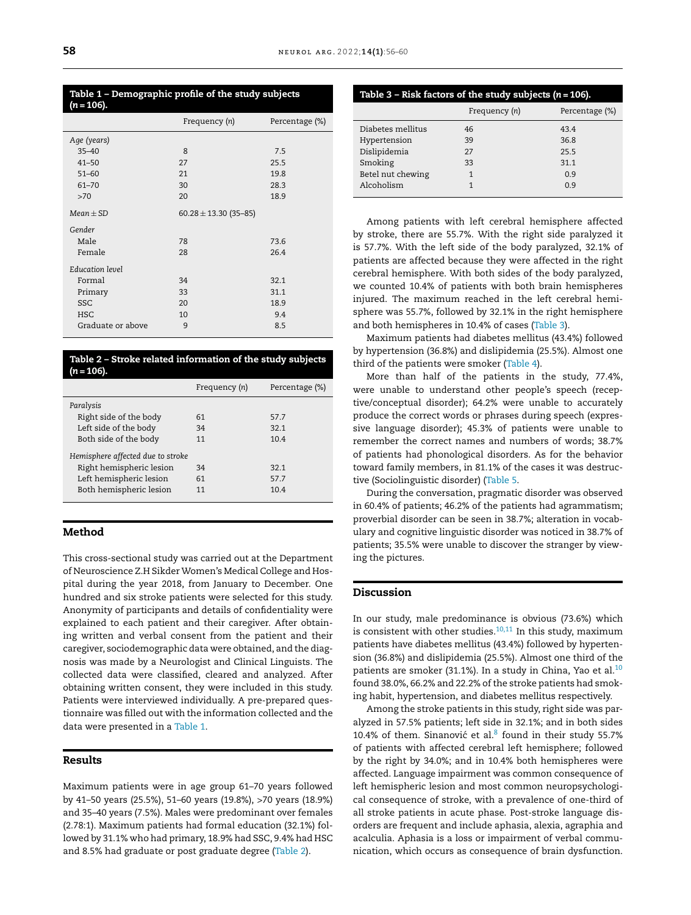**Table 1 – Demographic profile of the study subjects (n = 106).**

| | Frequency (n) | Percentage (%) |
|---|---|---|
| *Age (years)* | | |
| 35–40 | 8 | 7.5 |
| 41–50 | 27 | 25.5 |
| 51–60 | 21 | 19.8 |
| 61–70 | 30 | 28.3 |
| >70 | 20 | 18.9 |
| *Mean ± SD* | 60.28 ± 13.30 (35–85) | |
| *Gender* | | |
| Male | 78 | 73.6 |
| Female | 28 | 26.4 |
| *Education level* | | |
| Formal | 34 | 32.1 |
| Primary | 33 | 31.1 |
| SSC | 20 | 18.9 |
| HSC | 10 | 9.4 |
| Graduate or above | 9 | 8.5 |

**Table 2 – Stroke related information of the study subjects (n = 106).**

| | Frequency (n) | Percentage (%) |
|---|---|---|
| *Paralysis* | | |
| Right side of the body | 61 | 57.7 |
| Left side of the body | 34 | 32.1 |
| Both side of the body | 11 | 10.4 |
| *Hemisphere affected due to stroke* | | |
| Right hemispheric lesion | 34 | 32.1 |
| Left hemispheric lesion | 61 | 57.7 |
| Both hemispheric lesion | 11 | 10.4 |

## Method

This cross-sectional study was carried out at the Department of Neuroscience Z.H Sikder Women's Medical College and Hospital during the year 2018, from January to December. One hundred and six stroke patients were selected for this study. Anonymity of participants and details of confidentiality were explained to each patient and their caregiver. After obtaining written and verbal consent from the patient and their caregiver, sociodemographic data were obtained, and the diagnosis was made by a Neurologist and Clinical Linguists. The collected data were classified, cleared and analyzed. After obtaining written consent, they were included in this study. Patients were interviewed individually. A pre-prepared questionnaire was filled out with the information collected and the data were presented in a Table 1.

## Results

Maximum patients were in age group 61–70 years followed by 41–50 years (25.5%), 51–60 years (19.8%), >70 years (18.9%) and 35–40 years (7.5%). Males were predominant over females (2.78:1). Maximum patients had formal education (32.1%) followed by 31.1% who had primary, 18.9% had SSC, 9.4% had HSC and 8.5% had graduate or post graduate degree (Table 2).

**Table 3 – Risk factors of the study subjects (n = 106).**

| | Frequency (n) | Percentage (%) |
|---|---|---|
| Diabetes mellitus | 46 | 43.4 |
| Hypertension | 39 | 36.8 |
| Dislipidemia | 27 | 25.5 |
| Smoking | 33 | 31.1 |
| Betel nut chewing | 1 | 0.9 |
| Alcoholism | 1 | 0.9 |

Among patients with left cerebral hemisphere affected by stroke, there are 55.7%. With the right side paralyzed it is 57.7%. With the left side of the body paralyzed, 32.1% of patients are affected because they were affected in the right cerebral hemisphere. With both sides of the body paralyzed, we counted 10.4% of patients with both brain hemispheres injured. The maximum reached in the left cerebral hemisphere was 55.7%, followed by 32.1% in the right hemisphere and both hemispheres in 10.4% of cases (Table 3).

Maximum patients had diabetes mellitus (43.4%) followed by hypertension (36.8%) and dislipidemia (25.5%). Almost one third of the patients were smoker (Table 4).

More than half of the patients in the study, 77.4%, were unable to understand other people's speech (receptive/conceptual disorder); 64.2% were unable to accurately produce the correct words or phrases during speech (expressive language disorder); 45.3% of patients were unable to remember the correct names and numbers of words; 38.7% of patients had phonological disorders. As for the behavior toward family members, in 81.1% of the cases it was destructive (Sociolinguistic disorder) (Table 5.

During the conversation, pragmatic disorder was observed in 60.4% of patients; 46.2% of the patients had agrammatism; proverbial disorder can be seen in 38.7%; alteration in vocabulary and cognitive linguistic disorder was noticed in 38.7% of patients; 35.5% were unable to discover the stranger by viewing the pictures.

## Discussion

In our study, male predominance is obvious (73.6%) which is consistent with other studies.[10,11] In this study, maximum patients have diabetes mellitus (43.4%) followed by hypertension (36.8%) and dislipidemia (25.5%). Almost one third of the patients are smoker (31.1%). In a study in China, Yao et al.[10] found 38.0%, 66.2% and 22.2% of the stroke patients had smoking habit, hypertension, and diabetes mellitus respectively.

Among the stroke patients in this study, right side was paralyzed in 57.5% patients; left side in 32.1%; and in both sides 10.4% of them. Sinanović et al.[8] found in their study 55.7% of patients with affected cerebral left hemisphere; followed by the right by 34.0%; and in 10.4% both hemispheres were affected. Language impairment was common consequence of left hemispheric lesion and most common neuropsychological consequence of stroke, with a prevalence of one-third of all stroke patients in acute phase. Post-stroke language disorders are frequent and include aphasia, alexia, agraphia and acalculia. Aphasia is a loss or impairment of verbal communication, which occurs as consequence of brain dysfunction.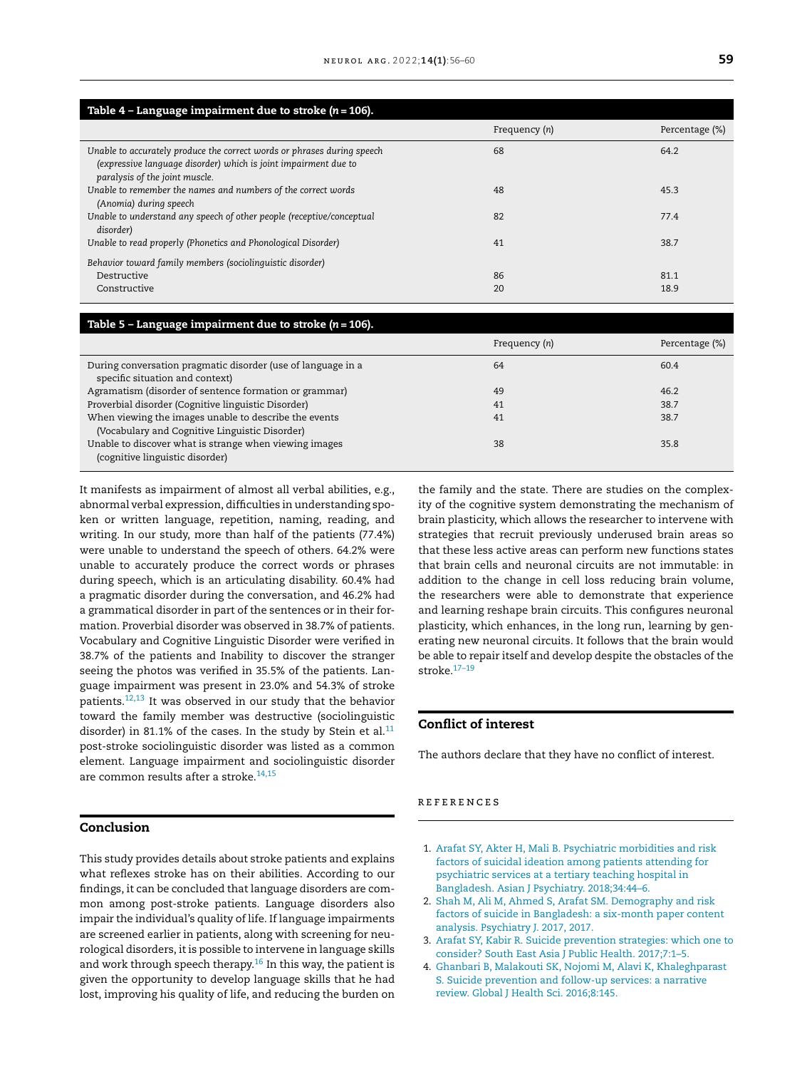**Table 4 – Language impairment due to stroke ($n = 106$).**

| | Frequency ($n$) | Percentage (%) |
|---|---|---|
| *Unable to accurately produce the correct words or phrases during speech (expressive language disorder) which is joint impairment due to paralysis of the joint muscle.* | 68 | 64.2 |
| *Unable to remember the names and numbers of the correct words (Anomia) during speech* | 48 | 45.3 |
| *Unable to understand any speech of other people (receptive/conceptual disorder)* | 82 | 77.4 |
| *Unable to read properly (Phonetics and Phonological Disorder)* | 41 | 38.7 |
| *Behavior toward family members (sociolinguistic disorder)* | | |
| Destructive | 86 | 81.1 |
| Constructive | 20 | 18.9 |

**Table 5 – Language impairment due to stroke ($n = 106$).**

| | Frequency ($n$) | Percentage (%) |
|---|---|---|
| During conversation pragmatic disorder (use of language in a specific situation and context) | 64 | 60.4 |
| Agramatism (disorder of sentence formation or grammar) | 49 | 46.2 |
| Proverbial disorder (Cognitive linguistic Disorder) | 41 | 38.7 |
| When viewing the images unable to describe the events (Vocabulary and Cognitive Linguistic Disorder) | 41 | 38.7 |
| Unable to discover what is strange when viewing images (cognitive linguistic disorder) | 38 | 35.8 |

It manifests as impairment of almost all verbal abilities, e.g., abnormal verbal expression, difficulties in understanding spoken or written language, repetition, naming, reading, and writing. In our study, more than half of the patients (77.4%) were unable to understand the speech of others. 64.2% were unable to accurately produce the correct words or phrases during speech, which is an articulating disability. 60.4% had a pragmatic disorder during the conversation, and 46.2% had a grammatical disorder in part of the sentences or in their formation. Proverbial disorder was observed in 38.7% of patients. Vocabulary and Cognitive Linguistic Disorder were verified in 38.7% of the patients and Inability to discover the stranger seeing the photos was verified in 35.5% of the patients. Language impairment was present in 23.0% and 54.3% of stroke patients.[12,13] It was observed in our study that the behavior toward the family member was destructive (sociolinguistic disorder) in 81.1% of the cases. In the study by Stein et al.[11] post-stroke sociolinguistic disorder was listed as a common element. Language impairment and sociolinguistic disorder are common results after a stroke.[14,15]

## Conclusion

This study provides details about stroke patients and explains what reflexes stroke has on their abilities. According to our findings, it can be concluded that language disorders are common among post-stroke patients. Language disorders also impair the individual's quality of life. If language impairments are screened earlier in patients, along with screening for neurological disorders, it is possible to intervene in language skills and work through speech therapy.[16] In this way, the patient is given the opportunity to develop language skills that he had lost, improving his quality of life, and reducing the burden on the family and the state. There are studies on the complexity of the cognitive system demonstrating the mechanism of brain plasticity, which allows the researcher to intervene with strategies that recruit previously underused brain areas so that these less active areas can perform new functions states that brain cells and neuronal circuits are not immutable: in addition to the change in cell loss reducing brain volume, the researchers were able to demonstrate that experience and learning reshape brain circuits. This configures neuronal plasticity, which enhances, in the long run, learning by generating new neuronal circuits. It follows that the brain would be able to repair itself and develop despite the obstacles of the stroke.[17–19]

## Conflict of interest

The authors declare that they have no conflict of interest.

## REFERENCES

1. Arafat SY, Akter H, Mali B. Psychiatric morbidities and risk factors of suicidal ideation among patients attending for psychiatric services at a tertiary teaching hospital in Bangladesh. Asian J Psychiatry. 2018;34:44–6.
2. Shah M, Ali M, Ahmed S, Arafat SM. Demography and risk factors of suicide in Bangladesh: a six-month paper content analysis. Psychiatry J. 2017, 2017.
3. Arafat SY, Kabir R. Suicide prevention strategies: which one to consider? South East Asia J Public Health. 2017;7:1–5.
4. Ghanbari B, Malakouti SK, Nojomi M, Alavi K, Khaleghparast S. Suicide prevention and follow-up services: a narrative review. Global J Health Sci. 2016;8:145.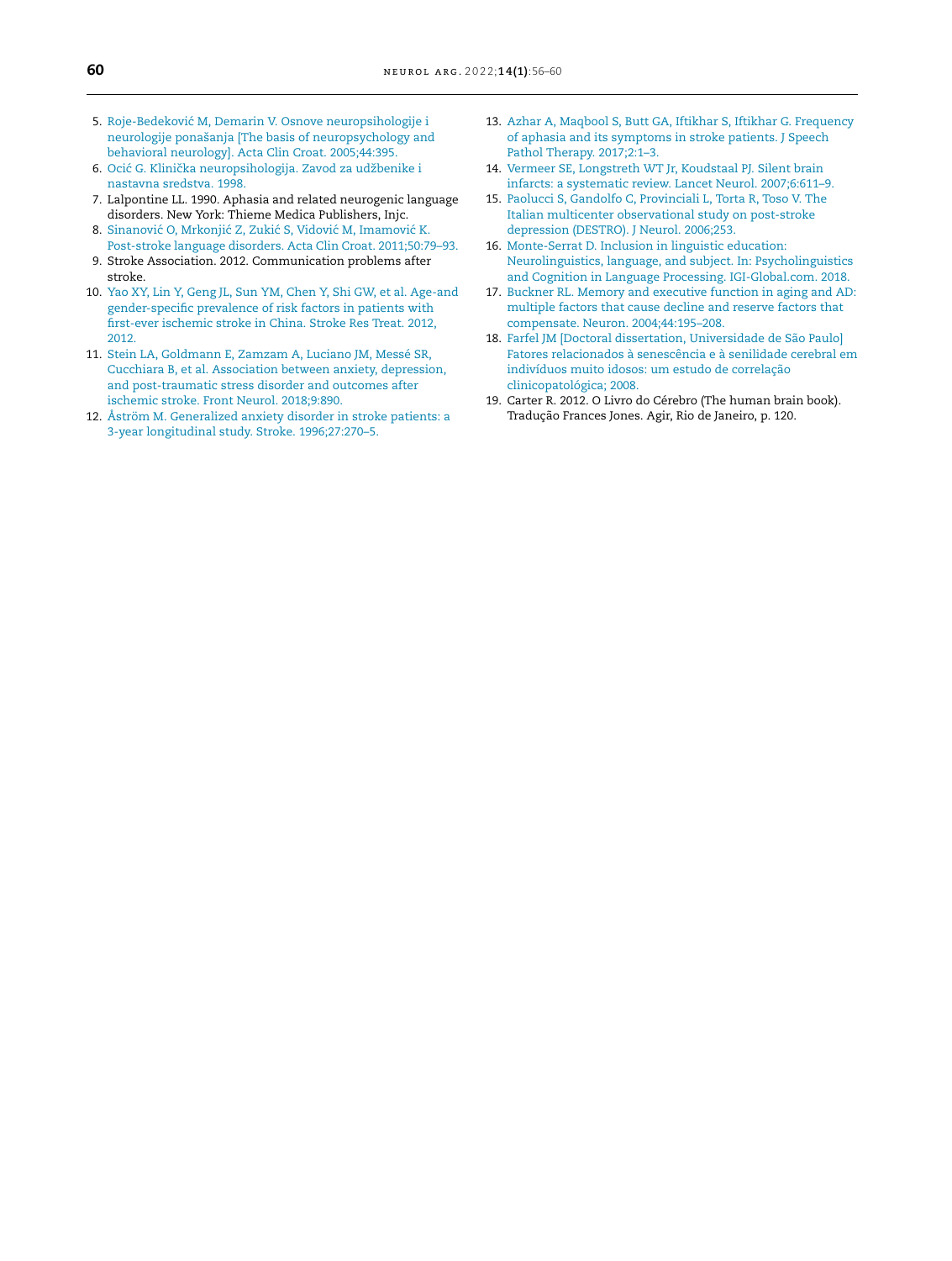5. Roje-Bedeković M, Demarin V. Osnove neuropsihologije i neurologije ponašanja [The basis of neuropsychology and behavioral neurology]. Acta Clin Croat. 2005;44:395.
6. Ocić G. Klinička neuropsihologija. Zavod za udžbenike i nastavna sredstva. 1998.
7. Lalpontine LL. 1990. Aphasia and related neurogenic language disorders. New York: Thieme Medica Publishers, Injc.
8. Sinanović O, Mrkonjić Z, Zukić S, Vidović M, Imamović K. Post-stroke language disorders. Acta Clin Croat. 2011;50:79–93.
9. Stroke Association. 2012. Communication problems after stroke.
10. Yao XY, Lin Y, Geng JL, Sun YM, Chen Y, Shi GW, et al. Age-and gender-specific prevalence of risk factors in patients with first-ever ischemic stroke in China. Stroke Res Treat. 2012, 2012.
11. Stein LA, Goldmann E, Zamzam A, Luciano JM, Messé SR, Cucchiara B, et al. Association between anxiety, depression, and post-traumatic stress disorder and outcomes after ischemic stroke. Front Neurol. 2018;9:890.
12. Åström M. Generalized anxiety disorder in stroke patients: a 3-year longitudinal study. Stroke. 1996;27:270–5.
13. Azhar A, Maqbool S, Butt GA, Iftikhar S, Iftikhar G. Frequency of aphasia and its symptoms in stroke patients. J Speech Pathol Therapy. 2017;2:1–3.
14. Vermeer SE, Longstreth WT Jr, Koudstaal PJ. Silent brain infarcts: a systematic review. Lancet Neurol. 2007;6:611–9.
15. Paolucci S, Gandolfo C, Provinciali L, Torta R, Toso V. The Italian multicenter observational study on post-stroke depression (DESTRO). J Neurol. 2006;253.
16. Monte-Serrat D. Inclusion in linguistic education: Neurolinguistics, language, and subject. In: Psycholinguistics and Cognition in Language Processing. IGI-Global.com. 2018.
17. Buckner RL. Memory and executive function in aging and AD: multiple factors that cause decline and reserve factors that compensate. Neuron. 2004;44:195–208.
18. Farfel JM [Doctoral dissertation, Universidade de São Paulo] Fatores relacionados à senescência e à senilidade cerebral em indivíduos muito idosos: um estudo de correlação clinicopatológica; 2008.
19. Carter R. 2012. O Livro do Cérebro (The human brain book). Tradução Frances Jones. Agir, Rio de Janeiro, p. 120.